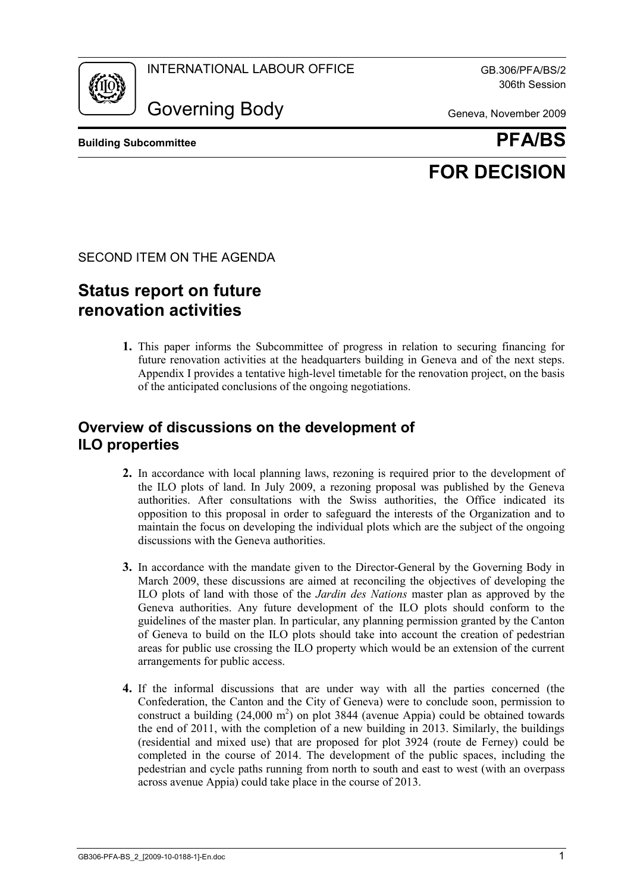INTERNATIONAL LABOUR OFFICE

GB.306/PFA/BS/2
306th Session

# Governing Body

Geneva, November 2009

**Building Subcommittee** **PFA/BS**

**FOR DECISION**

SECOND ITEM ON THE AGENDA

## Status report on future renovation activities

**1.** This paper informs the Subcommittee of progress in relation to securing financing for future renovation activities at the headquarters building in Geneva and of the next steps. Appendix I provides a tentative high-level timetable for the renovation project, on the basis of the anticipated conclusions of the ongoing negotiations.

## Overview of discussions on the development of ILO properties

**2.** In accordance with local planning laws, rezoning is required prior to the development of the ILO plots of land. In July 2009, a rezoning proposal was published by the Geneva authorities. After consultations with the Swiss authorities, the Office indicated its opposition to this proposal in order to safeguard the interests of the Organization and to maintain the focus on developing the individual plots which are the subject of the ongoing discussions with the Geneva authorities.

**3.** In accordance with the mandate given to the Director-General by the Governing Body in March 2009, these discussions are aimed at reconciling the objectives of developing the ILO plots of land with those of the *Jardin des Nations* master plan as approved by the Geneva authorities. Any future development of the ILO plots should conform to the guidelines of the master plan. In particular, any planning permission granted by the Canton of Geneva to build on the ILO plots should take into account the creation of pedestrian areas for public use crossing the ILO property which would be an extension of the current arrangements for public access.

**4.** If the informal discussions that are under way with all the parties concerned (the Confederation, the Canton and the City of Geneva) were to conclude soon, permission to construct a building (24,000 $m^2$) on plot 3844 (avenue Appia) could be obtained towards the end of 2011, with the completion of a new building in 2013. Similarly, the buildings (residential and mixed use) that are proposed for plot 3924 (route de Ferney) could be completed in the course of 2014. The development of the public spaces, including the pedestrian and cycle paths running from north to south and east to west (with an overpass across avenue Appia) could take place in the course of 2013.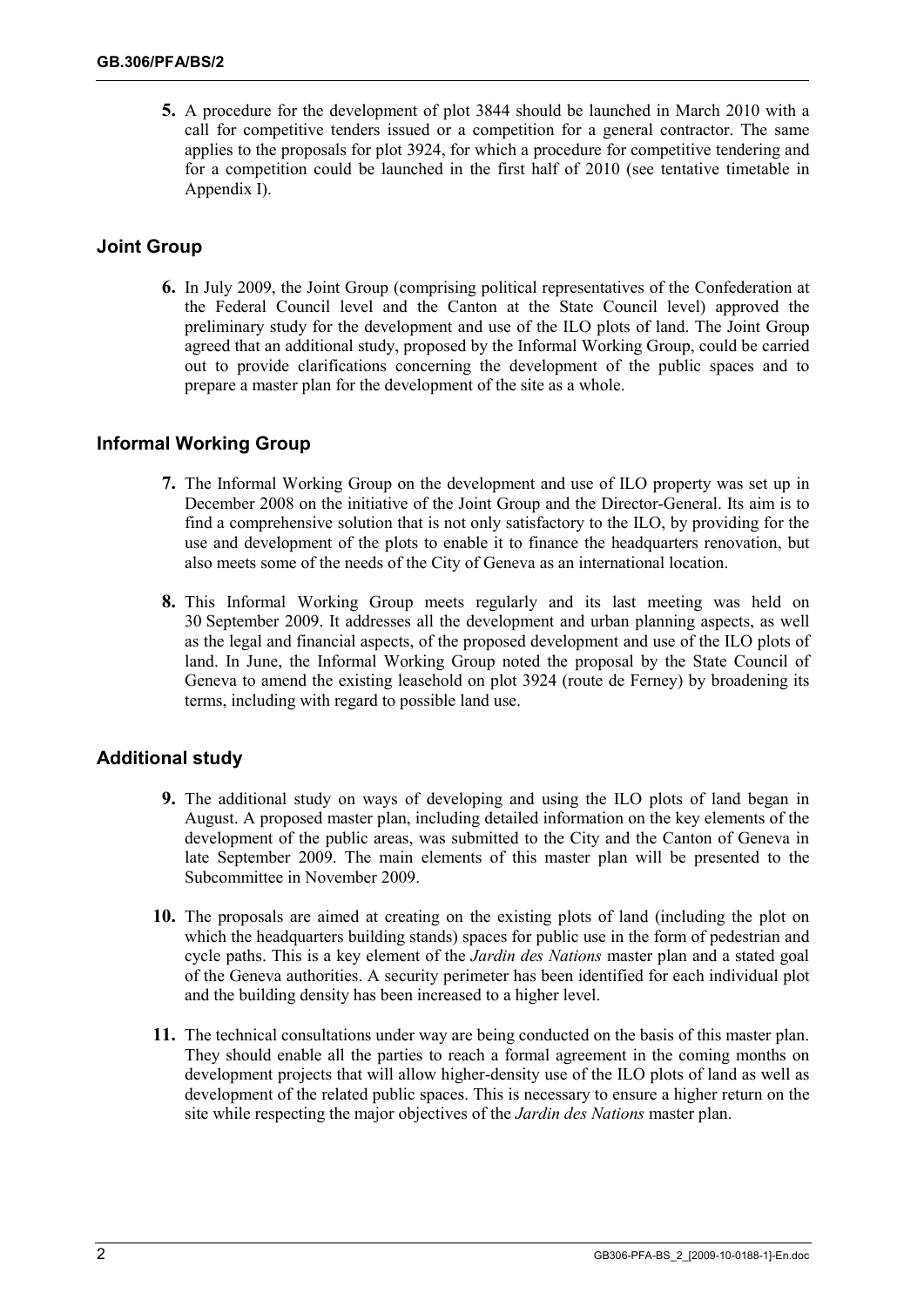**5.** A procedure for the development of plot 3844 should be launched in March 2010 with a call for competitive tenders issued or a competition for a general contractor. The same applies to the proposals for plot 3924, for which a procedure for competitive tendering and for a competition could be launched in the first half of 2010 (see tentative timetable in Appendix I).

## Joint Group

**6.** In July 2009, the Joint Group (comprising political representatives of the Confederation at the Federal Council level and the Canton at the State Council level) approved the preliminary study for the development and use of the ILO plots of land. The Joint Group agreed that an additional study, proposed by the Informal Working Group, could be carried out to provide clarifications concerning the development of the public spaces and to prepare a master plan for the development of the site as a whole.

## Informal Working Group

**7.** The Informal Working Group on the development and use of ILO property was set up in December 2008 on the initiative of the Joint Group and the Director-General. Its aim is to find a comprehensive solution that is not only satisfactory to the ILO, by providing for the use and development of the plots to enable it to finance the headquarters renovation, but also meets some of the needs of the City of Geneva as an international location.

**8.** This Informal Working Group meets regularly and its last meeting was held on 30 September 2009. It addresses all the development and urban planning aspects, as well as the legal and financial aspects, of the proposed development and use of the ILO plots of land. In June, the Informal Working Group noted the proposal by the State Council of Geneva to amend the existing leasehold on plot 3924 (route de Ferney) by broadening its terms, including with regard to possible land use.

## Additional study

**9.** The additional study on ways of developing and using the ILO plots of land began in August. A proposed master plan, including detailed information on the key elements of the development of the public areas, was submitted to the City and the Canton of Geneva in late September 2009. The main elements of this master plan will be presented to the Subcommittee in November 2009.

**10.** The proposals are aimed at creating on the existing plots of land (including the plot on which the headquarters building stands) spaces for public use in the form of pedestrian and cycle paths. This is a key element of the *Jardin des Nations* master plan and a stated goal of the Geneva authorities. A security perimeter has been identified for each individual plot and the building density has been increased to a higher level.

**11.** The technical consultations under way are being conducted on the basis of this master plan. They should enable all the parties to reach a formal agreement in the coming months on development projects that will allow higher-density use of the ILO plots of land as well as development of the related public spaces. This is necessary to ensure a higher return on the site while respecting the major objectives of the *Jardin des Nations* master plan.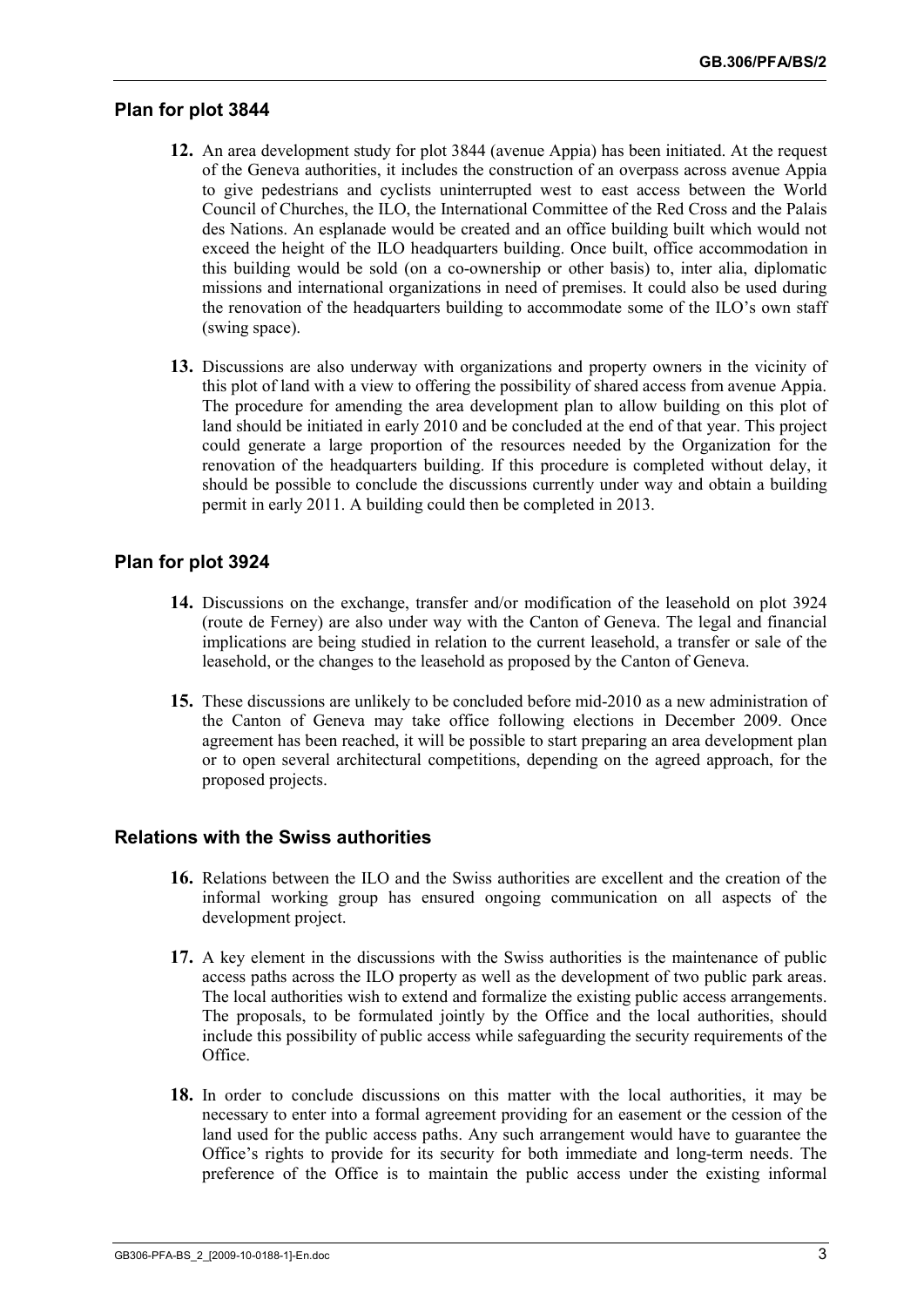## Plan for plot 3844

**12.** An area development study for plot 3844 (avenue Appia) has been initiated. At the request of the Geneva authorities, it includes the construction of an overpass across avenue Appia to give pedestrians and cyclists uninterrupted west to east access between the World Council of Churches, the ILO, the International Committee of the Red Cross and the Palais des Nations. An esplanade would be created and an office building built which would not exceed the height of the ILO headquarters building. Once built, office accommodation in this building would be sold (on a co-ownership or other basis) to, inter alia, diplomatic missions and international organizations in need of premises. It could also be used during the renovation of the headquarters building to accommodate some of the ILO's own staff (swing space).

**13.** Discussions are also underway with organizations and property owners in the vicinity of this plot of land with a view to offering the possibility of shared access from avenue Appia. The procedure for amending the area development plan to allow building on this plot of land should be initiated in early 2010 and be concluded at the end of that year. This project could generate a large proportion of the resources needed by the Organization for the renovation of the headquarters building. If this procedure is completed without delay, it should be possible to conclude the discussions currently under way and obtain a building permit in early 2011. A building could then be completed in 2013.

## Plan for plot 3924

**14.** Discussions on the exchange, transfer and/or modification of the leasehold on plot 3924 (route de Ferney) are also under way with the Canton of Geneva. The legal and financial implications are being studied in relation to the current leasehold, a transfer or sale of the leasehold, or the changes to the leasehold as proposed by the Canton of Geneva.

**15.** These discussions are unlikely to be concluded before mid-2010 as a new administration of the Canton of Geneva may take office following elections in December 2009. Once agreement has been reached, it will be possible to start preparing an area development plan or to open several architectural competitions, depending on the agreed approach, for the proposed projects.

## Relations with the Swiss authorities

**16.** Relations between the ILO and the Swiss authorities are excellent and the creation of the informal working group has ensured ongoing communication on all aspects of the development project.

**17.** A key element in the discussions with the Swiss authorities is the maintenance of public access paths across the ILO property as well as the development of two public park areas. The local authorities wish to extend and formalize the existing public access arrangements. The proposals, to be formulated jointly by the Office and the local authorities, should include this possibility of public access while safeguarding the security requirements of the Office.

**18.** In order to conclude discussions on this matter with the local authorities, it may be necessary to enter into a formal agreement providing for an easement or the cession of the land used for the public access paths. Any such arrangement would have to guarantee the Office's rights to provide for its security for both immediate and long-term needs. The preference of the Office is to maintain the public access under the existing informal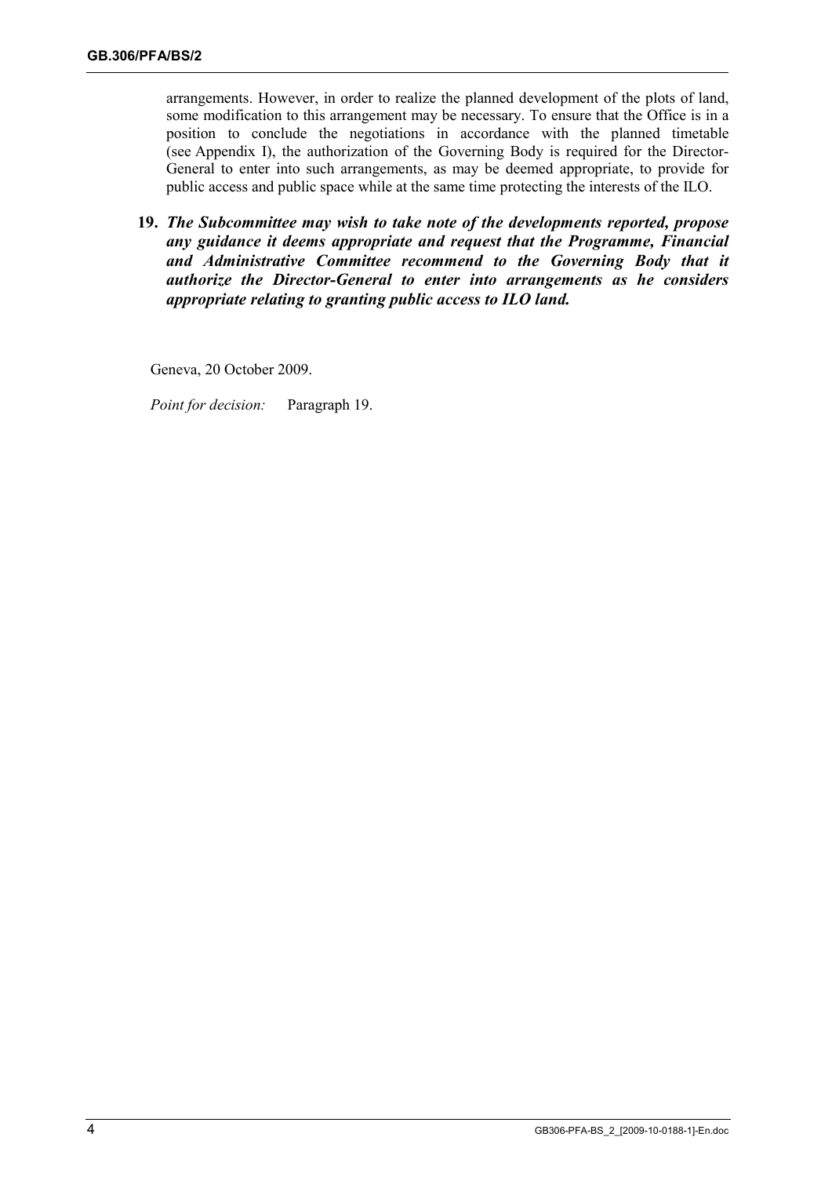arrangements. However, in order to realize the planned development of the plots of land, some modification to this arrangement may be necessary. To ensure that the Office is in a position to conclude the negotiations in accordance with the planned timetable (see Appendix I), the authorization of the Governing Body is required for the Director-General to enter into such arrangements, as may be deemed appropriate, to provide for public access and public space while at the same time protecting the interests of the ILO.

**19.** ***The Subcommittee may wish to take note of the developments reported, propose any guidance it deems appropriate and request that the Programme, Financial and Administrative Committee recommend to the Governing Body that it authorize the Director-General to enter into arrangements as he considers appropriate relating to granting public access to ILO land.***

Geneva, 20 October 2009.

*Point for decision:* Paragraph 19.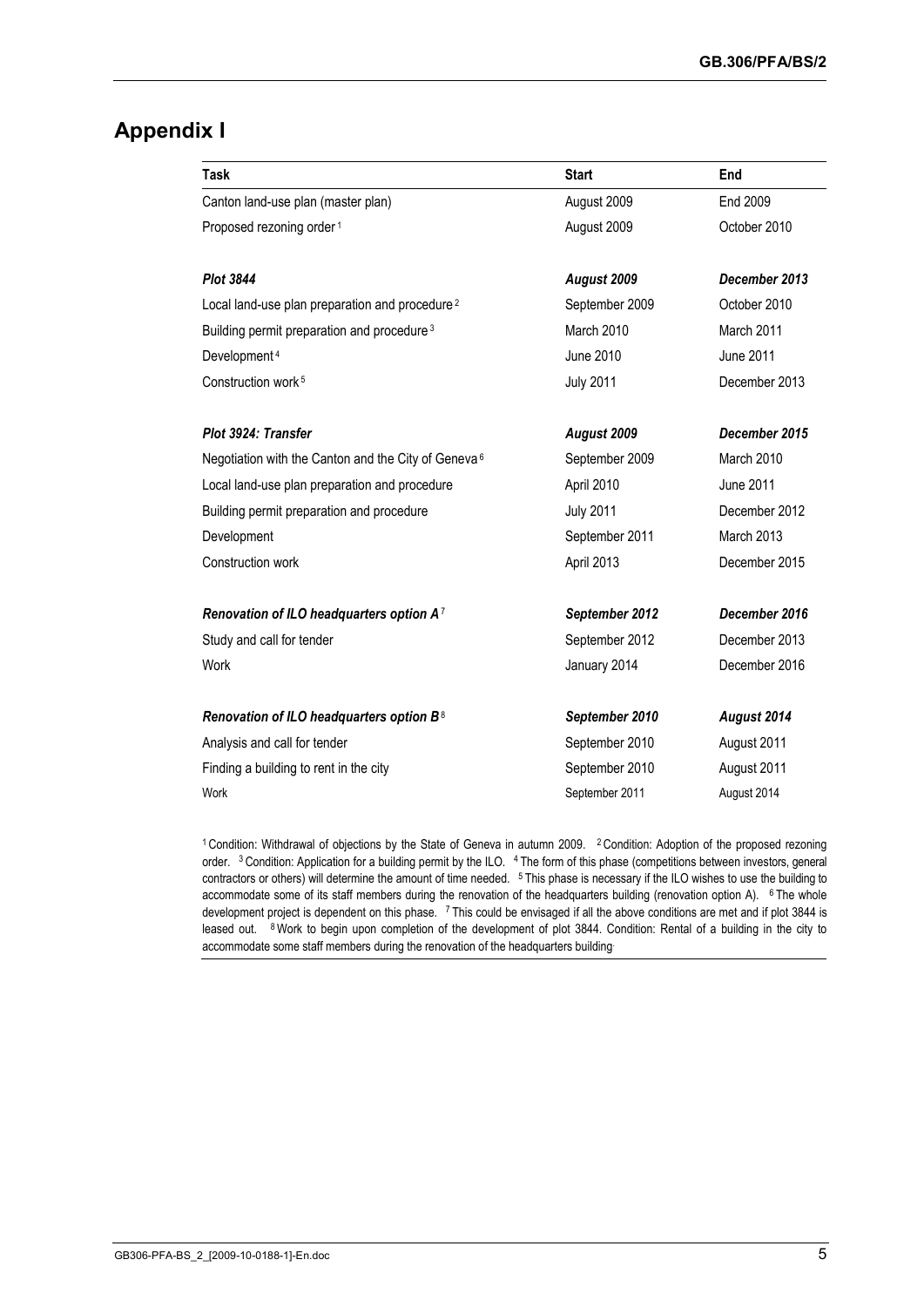# Appendix I

| Task | Start | End |
|---|---|---|
| Canton land-use plan (master plan) | August 2009 | End 2009 |
| Proposed rezoning order [1] | August 2009 | October 2010 |
| ***Plot 3844*** | ***August 2009*** | ***December 2013*** |
| Local land-use plan preparation and procedure [2] | September 2009 | October 2010 |
| Building permit preparation and procedure [3] | March 2010 | March 2011 |
| Development [4] | June 2010 | June 2011 |
| Construction work [5] | July 2011 | December 2013 |
| ***Plot 3924: Transfer*** | ***August 2009*** | ***December 2015*** |
| Negotiation with the Canton and the City of Geneva [6] | September 2009 | March 2010 |
| Local land-use plan preparation and procedure | April 2010 | June 2011 |
| Building permit preparation and procedure | July 2011 | December 2012 |
| Development | September 2011 | March 2013 |
| Construction work | April 2013 | December 2015 |
| ***Renovation of ILO headquarters option A*** [7] | ***September 2012*** | ***December 2016*** |
| Study and call for tender | September 2012 | December 2013 |
| Work | January 2014 | December 2016 |
| ***Renovation of ILO headquarters option B*** [8] | ***September 2010*** | ***August 2014*** |
| Analysis and call for tender | September 2010 | August 2011 |
| Finding a building to rent in the city | September 2010 | August 2011 |
| Work | September 2011 | August 2014 |

[1] Condition: Withdrawal of objections by the State of Geneva in autumn 2009. [2] Condition: Adoption of the proposed rezoning order. [3] Condition: Application for a building permit by the ILO. [4] The form of this phase (competitions between investors, general contractors or others) will determine the amount of time needed. [5] This phase is necessary if the ILO wishes to use the building to accommodate some of its staff members during the renovation of the headquarters building (renovation option A). [6] The whole development project is dependent on this phase. [7] This could be envisaged if all the above conditions are met and if plot 3844 is leased out. [8] Work to begin upon completion of the development of plot 3844. Condition: Rental of a building in the city to accommodate some staff members during the renovation of the headquarters building.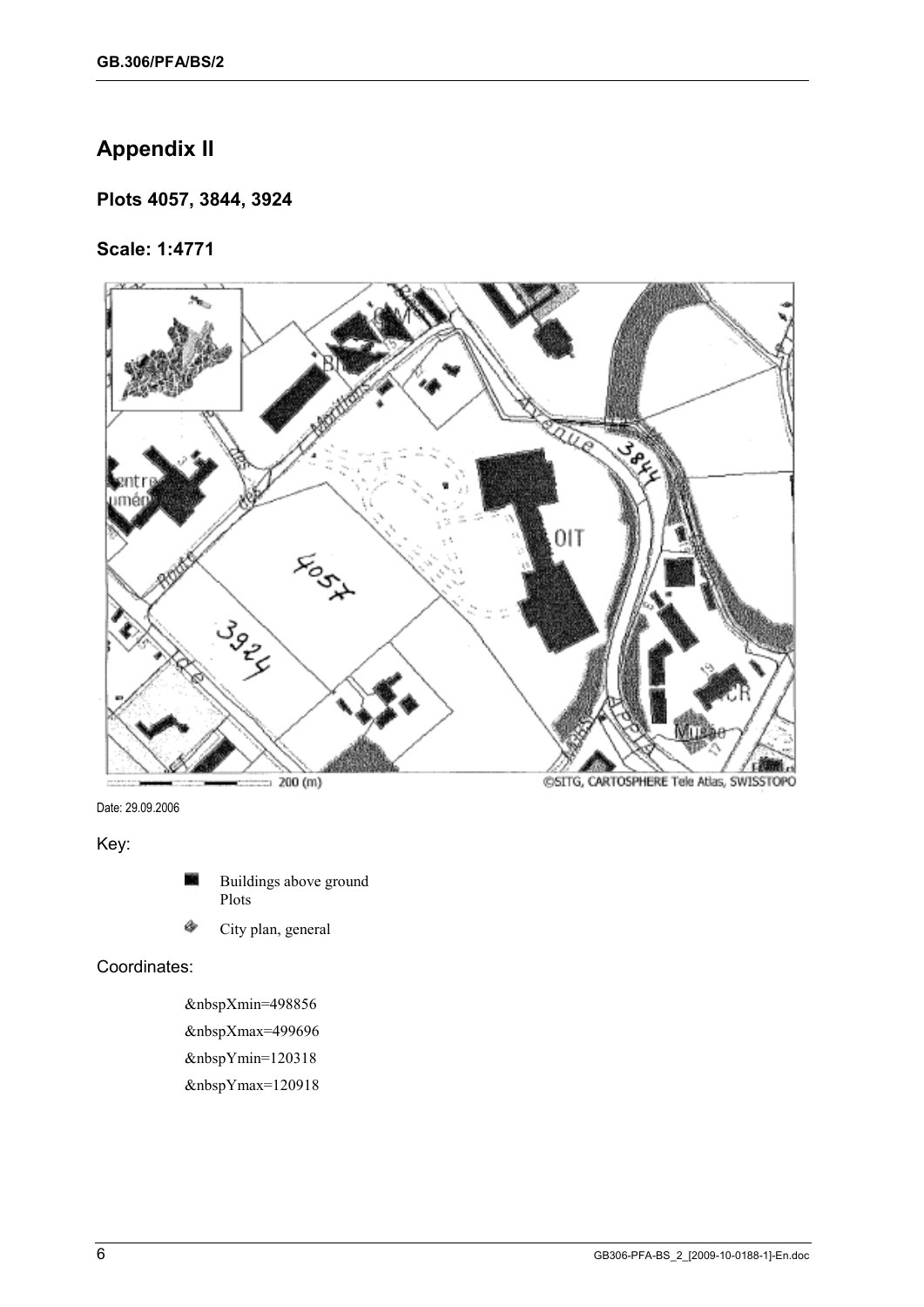# Appendix II

### Plots 4057, 3844, 3924

### Scale: 1:4771

200 (m)

©SITG, CARTOSPHERE Tele Atlas, SWISSTOPO

Date: 29.09.2006

Key:

Buildings above ground
Plots

City plan, general

Coordinates:

&nbspXmin=498856

&nbspXmax=499696

&nbspYmin=120318

&nbspYmax=120918